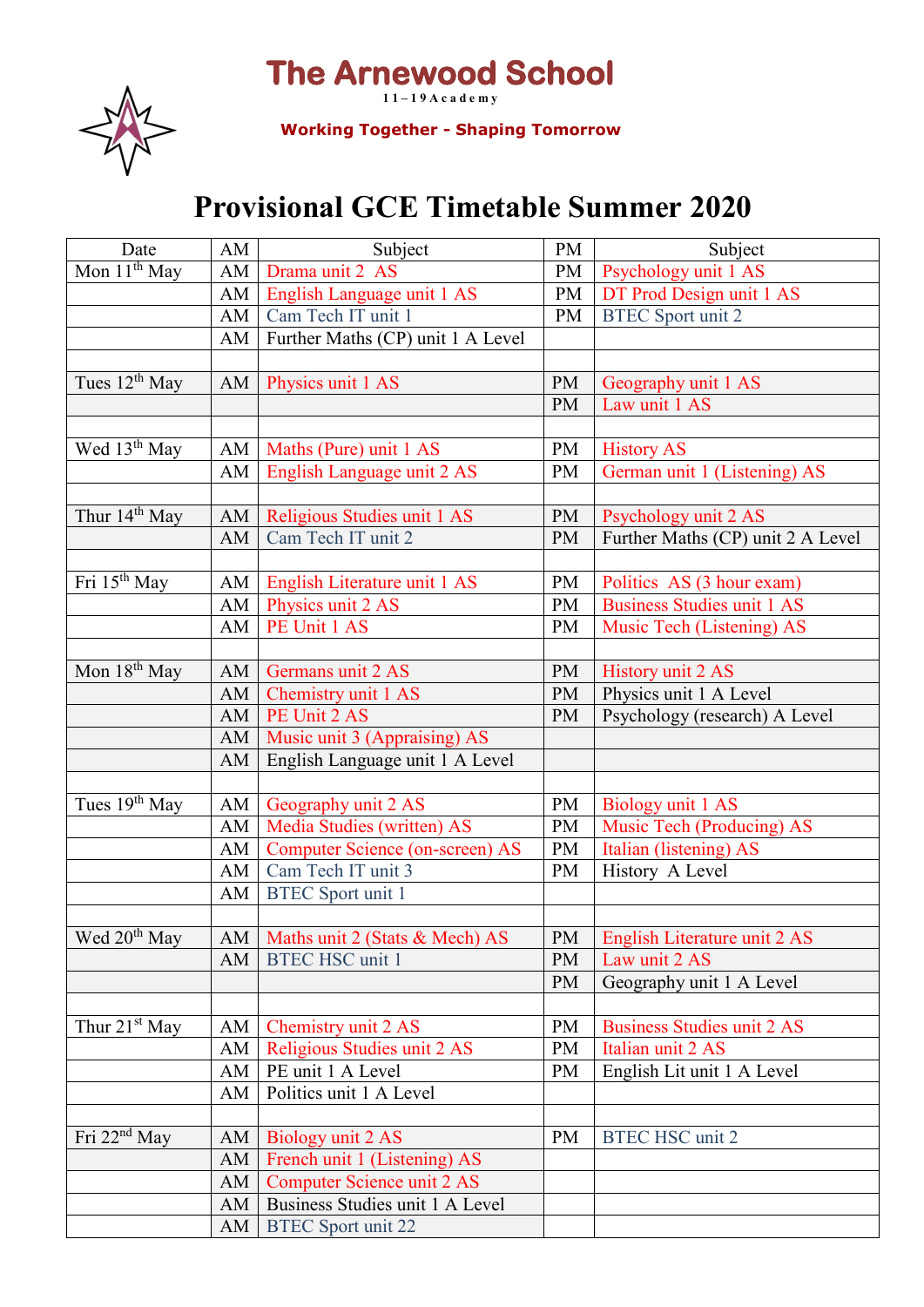# The Arnewood School

11 – 19 Academy

**Working Together - Shaping Tomorrow**

## Provisional GCE Timetable Summer 2020

| Date | AM | Subject | PM | Subject |
|---|---|---|---|---|
| Mon 11th May | AM | Drama unit 2 AS | PM | Psychology unit 1 AS |
| | AM | English Language unit 1 AS | PM | DT Prod Design unit 1 AS |
| | AM | Cam Tech IT unit 1 | PM | BTEC Sport unit 2 |
| | AM | Further Maths (CP) unit 1 A Level | | |
| | | | | |
| Tues 12th May | AM | Physics unit 1 AS | PM | Geography unit 1 AS |
| | | | PM | Law unit 1 AS |
| | | | | |
| Wed 13th May | AM | Maths (Pure) unit 1 AS | PM | History AS |
| | AM | English Language unit 2 AS | PM | German unit 1 (Listening) AS |
| | | | | |
| Thur 14th May | AM | Religious Studies unit 1 AS | PM | Psychology unit 2 AS |
| | AM | Cam Tech IT unit 2 | PM | Further Maths (CP) unit 2 A Level |
| | | | | |
| Fri 15th May | AM | English Literature unit 1 AS | PM | Politics AS (3 hour exam) |
| | AM | Physics unit 2 AS | PM | Business Studies unit 1 AS |
| | AM | PE Unit 1 AS | PM | Music Tech (Listening) AS |
| | | | | |
| Mon 18th May | AM | Germans unit 2 AS | PM | History unit 2 AS |
| | AM | Chemistry unit 1 AS | PM | Physics unit 1 A Level |
| | AM | PE Unit 2 AS | PM | Psychology (research) A Level |
| | AM | Music unit 3 (Appraising) AS | | |
| | AM | English Language unit 1 A Level | | |
| | | | | |
| Tues 19th May | AM | Geography unit 2 AS | PM | Biology unit 1 AS |
| | AM | Media Studies (written) AS | PM | Music Tech (Producing) AS |
| | AM | Computer Science (on-screen) AS | PM | Italian (listening) AS |
| | AM | Cam Tech IT unit 3 | PM | History A Level |
| | AM | BTEC Sport unit 1 | | |
| | | | | |
| Wed 20th May | AM | Maths unit 2 (Stats & Mech) AS | PM | English Literature unit 2 AS |
| | AM | BTEC HSC unit 1 | PM | Law unit 2 AS |
| | | | PM | Geography unit 1 A Level |
| | | | | |
| Thur 21st May | AM | Chemistry unit 2 AS | PM | Business Studies unit 2 AS |
| | AM | Religious Studies unit 2 AS | PM | Italian unit 2 AS |
| | AM | PE unit 1 A Level | PM | English Lit unit 1 A Level |
| | AM | Politics unit 1 A Level | | |
| | | | | |
| Fri 22nd May | AM | Biology unit 2 AS | PM | BTEC HSC unit 2 |
| | AM | French unit 1 (Listening) AS | | |
| | AM | Computer Science unit 2 AS | | |
| | AM | Business Studies unit 1 A Level | | |
| | AM | BTEC Sport unit 22 | | |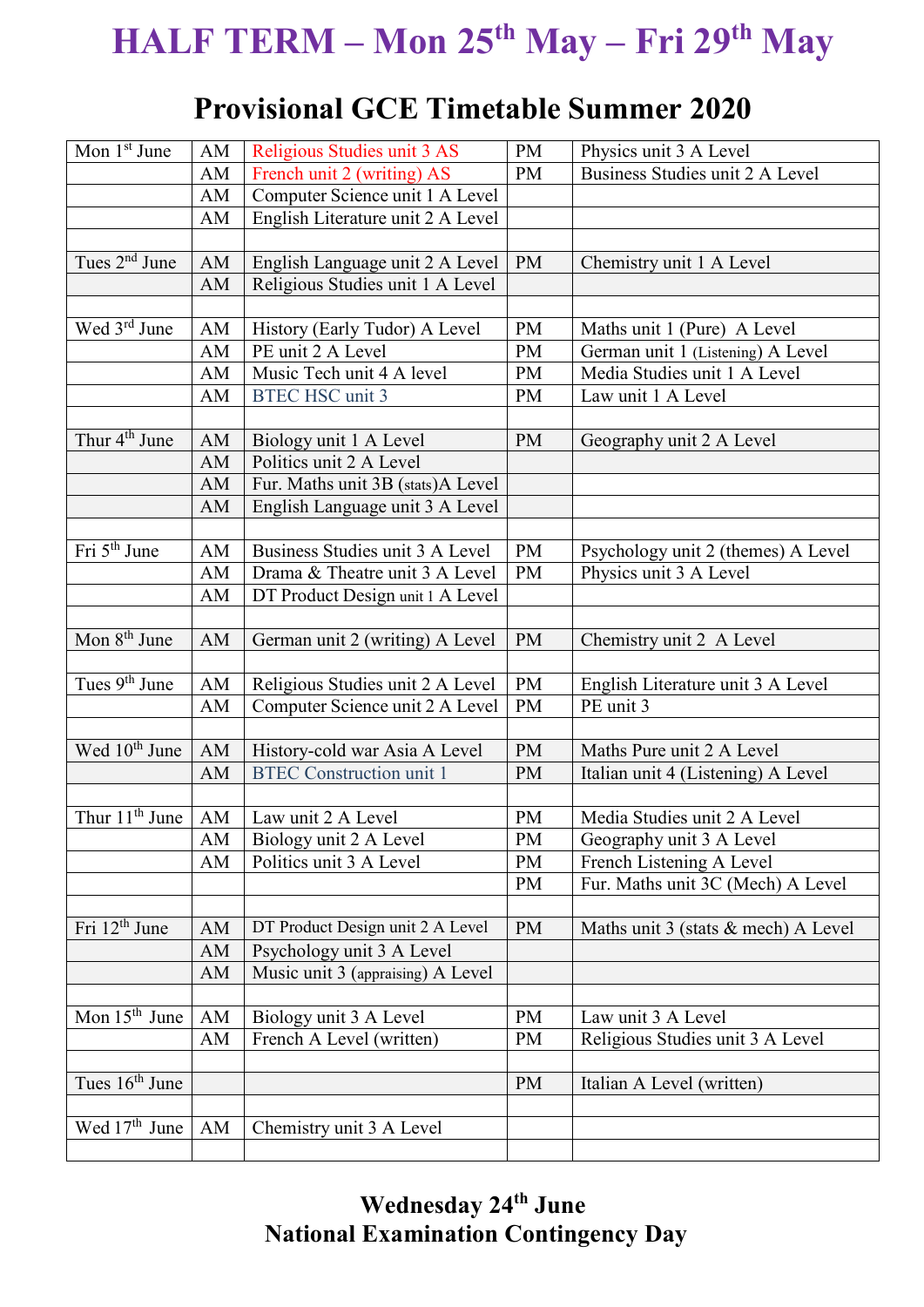# HALF TERM – Mon 25th May – Fri 29th May

## Provisional GCE Timetable Summer 2020

| | | | | |
|---|---|---|---|---|
| Mon 1st June | AM | Religious Studies unit 3 AS | PM | Physics unit 3 A Level |
| | AM | French unit 2 (writing) AS | PM | Business Studies unit 2 A Level |
| | AM | Computer Science unit 1 A Level | | |
| | AM | English Literature unit 2 A Level | | |
| | | | | |
| Tues 2nd June | AM | English Language unit 2 A Level | PM | Chemistry unit 1 A Level |
| | AM | Religious Studies unit 1 A Level | | |
| | | | | |
| Wed 3rd June | AM | History (Early Tudor) A Level | PM | Maths unit 1 (Pure) A Level |
| | AM | PE unit 2 A Level | PM | German unit 1 (Listening) A Level |
| | AM | Music Tech unit 4 A level | PM | Media Studies unit 1 A Level |
| | AM | BTEC HSC unit 3 | PM | Law unit 1 A Level |
| | | | | |
| Thur 4th June | AM | Biology unit 1 A Level | PM | Geography unit 2 A Level |
| | AM | Politics unit 2 A Level | | |
| | AM | Fur. Maths unit 3B (stats)A Level | | |
| | AM | English Language unit 3 A Level | | |
| | | | | |
| Fri 5th June | AM | Business Studies unit 3 A Level | PM | Psychology unit 2 (themes) A Level |
| | AM | Drama & Theatre unit 3 A Level | PM | Physics unit 3 A Level |
| | AM | DT Product Design unit 1 A Level | | |
| | | | | |
| Mon 8th June | AM | German unit 2 (writing) A Level | PM | Chemistry unit 2 A Level |
| | | | | |
| Tues 9th June | AM | Religious Studies unit 2 A Level | PM | English Literature unit 3 A Level |
| | AM | Computer Science unit 2 A Level | PM | PE unit 3 |
| | | | | |
| Wed 10th June | AM | History-cold war Asia A Level | PM | Maths Pure unit 2 A Level |
| | AM | BTEC Construction unit 1 | PM | Italian unit 4 (Listening) A Level |
| | | | | |
| Thur 11th June | AM | Law unit 2 A Level | PM | Media Studies unit 2 A Level |
| | AM | Biology unit 2 A Level | PM | Geography unit 3 A Level |
| | AM | Politics unit 3 A Level | PM | French Listening A Level |
| | | | PM | Fur. Maths unit 3C (Mech) A Level |
| | | | | |
| Fri 12th June | AM | DT Product Design unit 2 A Level | PM | Maths unit 3 (stats & mech) A Level |
| | AM | Psychology unit 3 A Level | | |
| | AM | Music unit 3 (appraising) A Level | | |
| | | | | |
| Mon 15th June | AM | Biology unit 3 A Level | PM | Law unit 3 A Level |
| | AM | French A Level (written) | PM | Religious Studies unit 3 A Level |
| | | | | |
| Tues 16th June | | | PM | Italian A Level (written) |
| | | | | |
| Wed 17th June | AM | Chemistry unit 3 A Level | | |
| | | | | |

**Wednesday 24th June**
**National Examination Contingency Day**